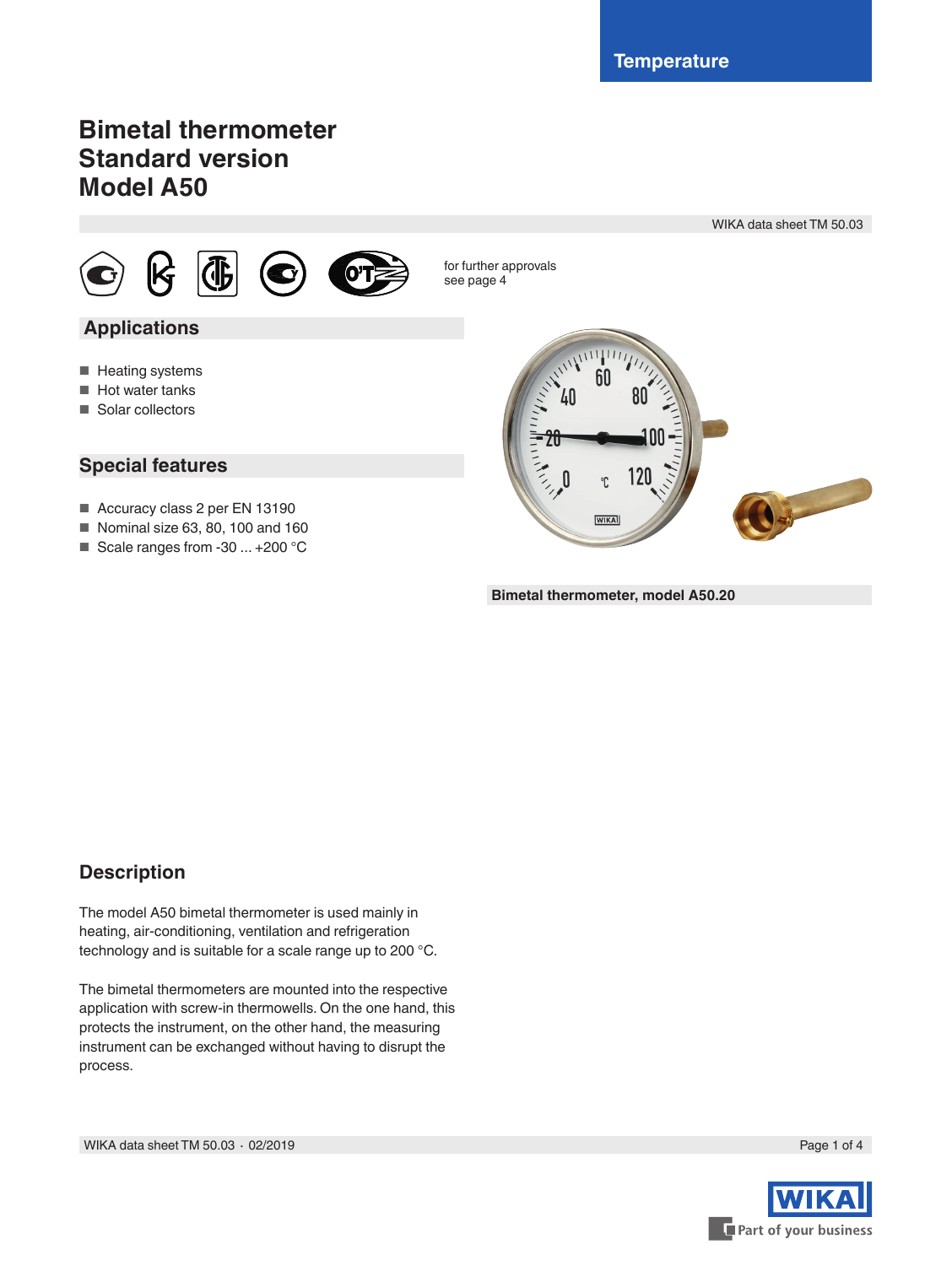Temperature

# Bimetal thermometer
# Standard version
# Model A50

WIKA data sheet TM 50.03

for further approvals
see page 4

## Applications

- Heating systems
- Hot water tanks
- Solar collectors

## Special features

- Accuracy class 2 per EN 13190
- Nominal size 63, 80, 100 and 160
- Scale ranges from -30 ... +200 °C

**Bimetal thermometer, model A50.20**

## Description

The model A50 bimetal thermometer is used mainly in heating, air-conditioning, ventilation and refrigeration technology and is suitable for a scale range up to 200 °C.

The bimetal thermometers are mounted into the respective application with screw-in thermowells. On the one hand, this protects the instrument, on the other hand, the measuring instrument can be exchanged without having to disrupt the process.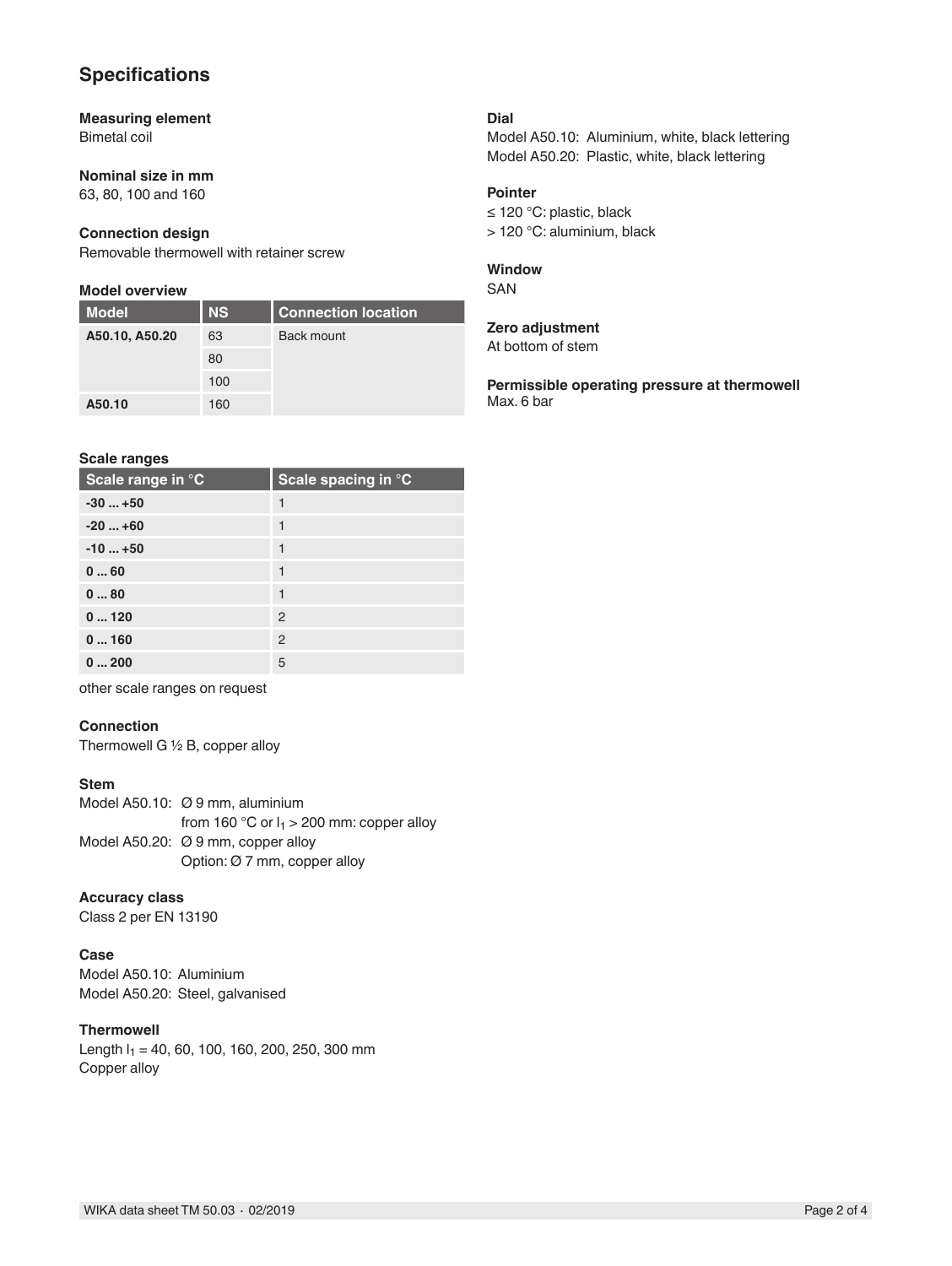## Specifications

**Measuring element**
Bimetal coil

**Nominal size in mm**
63, 80, 100 and 160

**Connection design**
Removable thermowell with retainer screw

**Model overview**

| Model | NS | Connection location |
|---|---|---|
| **A50.10, A50.20** | 63 | Back mount |
| | 80 | |
| | 100 | |
| **A50.10** | 160 | |

**Scale ranges**

| Scale range in °C | Scale spacing in °C |
|---|---|
| **-30 ... +50** | 1 |
| **-20 ... +60** | 1 |
| **-10 ... +50** | 1 |
| **0 ... 60** | 1 |
| **0 ... 80** | 1 |
| **0 ... 120** | 2 |
| **0 ... 160** | 2 |
| **0 ... 200** | 5 |

other scale ranges on request

**Connection**
Thermowell G ½ B, copper alloy

**Stem**
Model A50.10: Ø 9 mm, aluminium
from 160 °C or $l_1$ > 200 mm: copper alloy
Model A50.20: Ø 9 mm, copper alloy
Option: Ø 7 mm, copper alloy

**Accuracy class**
Class 2 per EN 13190

**Case**
Model A50.10: Aluminium
Model A50.20: Steel, galvanised

**Thermowell**
Length $l_1$ = 40, 60, 100, 160, 200, 250, 300 mm
Copper alloy

**Dial**
Model A50.10: Aluminium, white, black lettering
Model A50.20: Plastic, white, black lettering

**Pointer**
≤ 120 °C: plastic, black
\> 120 °C: aluminium, black

**Window**
SAN

**Zero adjustment**
At bottom of stem

**Permissible operating pressure at thermowell**
Max. 6 bar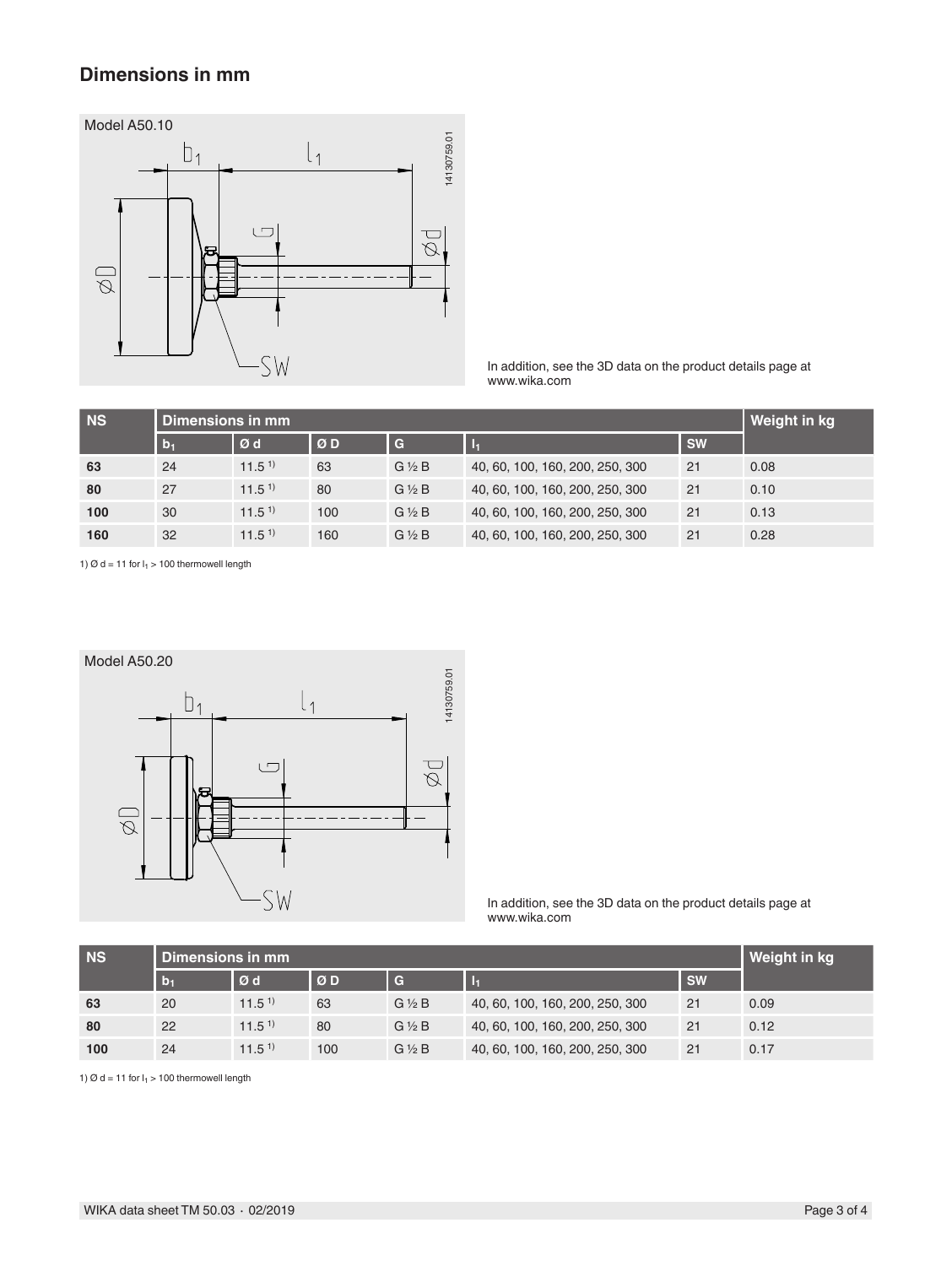## Dimensions in mm

Model A50.10

14130759.01

In addition, see the 3D data on the product details page at www.wika.com

| NS | Dimensions in mm | | | | | | Weight in kg |
|---|---|---|---|---|---|---|---|
| | $b_1$ | Ø d | Ø D | G | $l_1$ | SW | |
| **63** | 24 | 11.5 [1] | 63 | G ½ B | 40, 60, 100, 160, 200, 250, 300 | 21 | 0.08 |
| **80** | 27 | 11.5 [1] | 80 | G ½ B | 40, 60, 100, 160, 200, 250, 300 | 21 | 0.10 |
| **100** | 30 | 11.5 [1] | 100 | G ½ B | 40, 60, 100, 160, 200, 250, 300 | 21 | 0.13 |
| **160** | 32 | 11.5 [1] | 160 | G ½ B | 40, 60, 100, 160, 200, 250, 300 | 21 | 0.28 |

1) Ø d = 11 for $l_1$ > 100 thermowell length

Model A50.20

14130759.01

In addition, see the 3D data on the product details page at www.wika.com

| NS | Dimensions in mm | | | | | | Weight in kg |
|---|---|---|---|---|---|---|---|
| | $b_1$ | Ø d | Ø D | G | $l_1$ | SW | |
| **63** | 20 | 11.5 [1] | 63 | G ½ B | 40, 60, 100, 160, 200, 250, 300 | 21 | 0.09 |
| **80** | 22 | 11.5 [1] | 80 | G ½ B | 40, 60, 100, 160, 200, 250, 300 | 21 | 0.12 |
| **100** | 24 | 11.5 [1] | 100 | G ½ B | 40, 60, 100, 160, 200, 250, 300 | 21 | 0.17 |

1) Ø d = 11 for $l_1$ > 100 thermowell length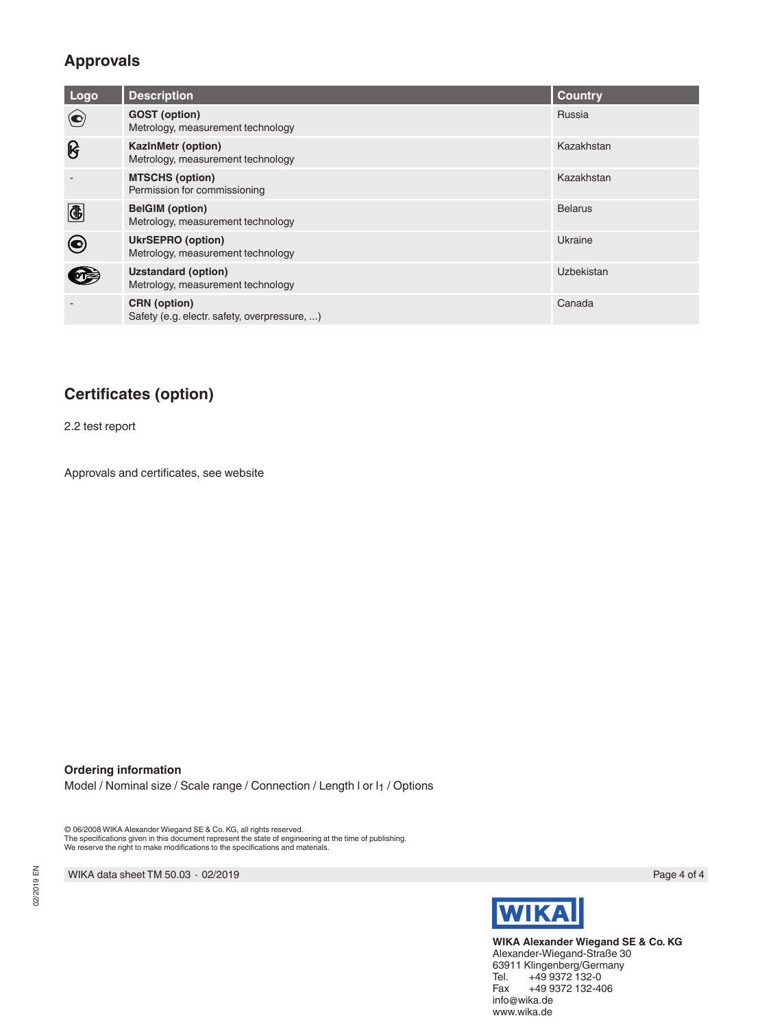## Approvals

| Logo | Description | Country |
|---|---|---|
| | **GOST (option)**<br>Metrology, measurement technology | Russia |
| | **KazInMetr (option)**<br>Metrology, measurement technology | Kazakhstan |
| - | **MTSCHS (option)**<br>Permission for commissioning | Kazakhstan |
| | **BelGIM (option)**<br>Metrology, measurement technology | Belarus |
| | **UkrSEPRO (option)**<br>Metrology, measurement technology | Ukraine |
| | **Uzstandard (option)**<br>Metrology, measurement technology | Uzbekistan |
| - | **CRN (option)**<br>Safety (e.g. electr. safety, overpressure, ...) | Canada |

## Certificates (option)

2.2 test report

Approvals and certificates, see website

**Ordering information**

Model / Nominal size / Scale range / Connection / Length l or $l_1$ / Options

© 06/2008 WIKA Alexander Wiegand SE & Co. KG, all rights reserved.
The specifications given in this document represent the state of engineering at the time of publishing.
We reserve the right to make modifications to the specifications and materials.

**WIKA Alexander Wiegand SE & Co. KG**
Alexander-Wiegand-Straße 30
63911 Klingenberg/Germany
Tel. +49 9372 132-0
Fax +49 9372 132-406
info@wika.de
www.wika.de